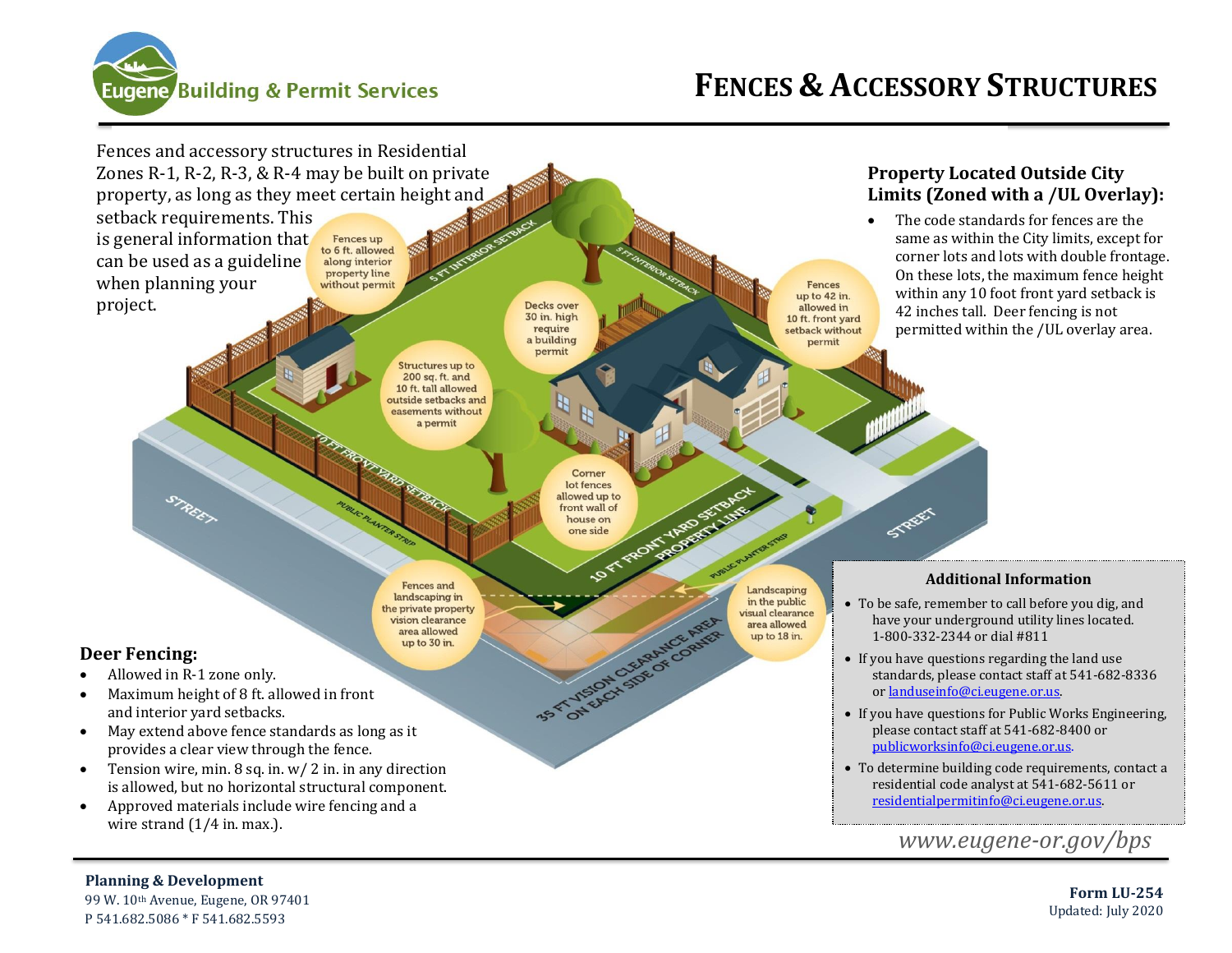# Fences & Accessory Structures

Eugene Building & Permit Services

Fences and accessory structures in Residential Zones R-1, R-2, R-3, & R-4 may be built on private property, as long as they meet certain height and setback requirements. This is general information that can be used as a guideline when planning your project.

Fences up to 6 ft. allowed along interior property line without permit

Decks over 30 in. high require a building permit

Structures up to 200 sq. ft. and 10 ft. tall allowed outside setbacks and easements without a permit

Fences up to 42 in. allowed in 10 ft. front yard setback without permit

Corner lot fences allowed up to front wall of house on one side

Fences and landscaping in the private property vision clearance area allowed up to 30 in.

Landscaping in the public visual clearance area allowed up to 18 in.

5 FT INTERIOR SETBACK

5 FT INTERIOR SETBACK

10 FT FRONT YARD SETBACK

10 FT FRONT YARD SETBACK

PROPERTY LINE

PUBLIC PLANTER STRIP

PUBLIC PLANTER STRIP

STREET

STREET

35 FT VISION CLEARANCE AREA ON EACH SIDE OF CORNER

## Property Located Outside City Limits (Zoned with a /UL Overlay):

- The code standards for fences are the same as within the City limits, except for corner lots and lots with double frontage. On these lots, the maximum fence height within any 10 foot front yard setback is 42 inches tall. Deer fencing is not permitted within the /UL overlay area.

## Deer Fencing:

- Allowed in R-1 zone only.
- Maximum height of 8 ft. allowed in front and interior yard setbacks.
- May extend above fence standards as long as it provides a clear view through the fence.
- Tension wire, min. 8 sq. in. w/ 2 in. in any direction is allowed, but no horizontal structural component.
- Approved materials include wire fencing and a wire strand (1/4 in. max.).

## Additional Information

- To be safe, remember to call before you dig, and have your underground utility lines located. 1-800-332-2344 or dial #811
- If you have questions regarding the land use standards, please contact staff at 541-682-8336 or landuseinfo@ci.eugene.or.us.
- If you have questions for Public Works Engineering, please contact staff at 541-682-8400 or publicworksinfo@ci.eugene.or.us.
- To determine building code requirements, contact a residential code analyst at 541-682-5611 or residentialpermitinfo@ci.eugene.or.us.

*www.eugene-or.gov/bps*

**Planning & Development**
99 W. 10th Avenue, Eugene, OR 97401
P 541.682.5086 * F 541.682.5593

**Form LU-254**
Updated: July 2020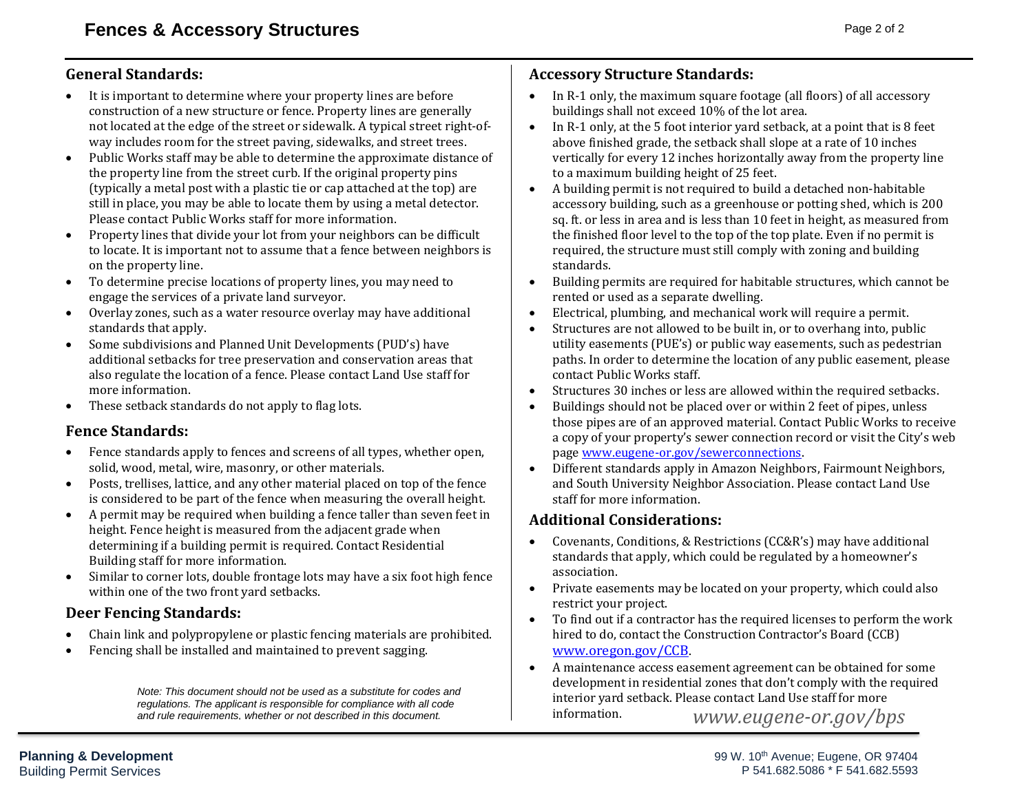## General Standards:

- It is important to determine where your property lines are before construction of a new structure or fence. Property lines are generally not located at the edge of the street or sidewalk. A typical street right-of-way includes room for the street paving, sidewalks, and street trees.
- Public Works staff may be able to determine the approximate distance of the property line from the street curb. If the original property pins (typically a metal post with a plastic tie or cap attached at the top) are still in place, you may be able to locate them by using a metal detector. Please contact Public Works staff for more information.
- Property lines that divide your lot from your neighbors can be difficult to locate. It is important not to assume that a fence between neighbors is on the property line.
- To determine precise locations of property lines, you may need to engage the services of a private land surveyor.
- Overlay zones, such as a water resource overlay may have additional standards that apply.
- Some subdivisions and Planned Unit Developments (PUD's) have additional setbacks for tree preservation and conservation areas that also regulate the location of a fence. Please contact Land Use staff for more information.
- These setback standards do not apply to flag lots.

## Fence Standards:

- Fence standards apply to fences and screens of all types, whether open, solid, wood, metal, wire, masonry, or other materials.
- Posts, trellises, lattice, and any other material placed on top of the fence is considered to be part of the fence when measuring the overall height.
- A permit may be required when building a fence taller than seven feet in height. Fence height is measured from the adjacent grade when determining if a building permit is required. Contact Residential Building staff for more information.
- Similar to corner lots, double frontage lots may have a six foot high fence within one of the two front yard setbacks.

## Deer Fencing Standards:

- Chain link and polypropylene or plastic fencing materials are prohibited.
- Fencing shall be installed and maintained to prevent sagging.

*Note: This document should not be used as a substitute for codes and regulations. The applicant is responsible for compliance with all code and rule requirements, whether or not described in this document.*

## Accessory Structure Standards:

- In R-1 only, the maximum square footage (all floors) of all accessory buildings shall not exceed 10% of the lot area.
- In R-1 only, at the 5 foot interior yard setback, at a point that is 8 feet above finished grade, the setback shall slope at a rate of 10 inches vertically for every 12 inches horizontally away from the property line to a maximum building height of 25 feet.
- A building permit is not required to build a detached non-habitable accessory building, such as a greenhouse or potting shed, which is 200 sq. ft. or less in area and is less than 10 feet in height, as measured from the finished floor level to the top of the top plate. Even if no permit is required, the structure must still comply with zoning and building standards.
- Building permits are required for habitable structures, which cannot be rented or used as a separate dwelling.
- Electrical, plumbing, and mechanical work will require a permit.
- Structures are not allowed to be built in, or to overhang into, public utility easements (PUE's) or public way easements, such as pedestrian paths. In order to determine the location of any public easement, please contact Public Works staff.
- Structures 30 inches or less are allowed within the required setbacks.
- Buildings should not be placed over or within 2 feet of pipes, unless those pipes are of an approved material. Contact Public Works to receive a copy of your property's sewer connection record or visit the City's web page www.eugene-or.gov/sewerconnections.
- Different standards apply in Amazon Neighbors, Fairmount Neighbors, and South University Neighbor Association. Please contact Land Use staff for more information.

## Additional Considerations:

- Covenants, Conditions, & Restrictions (CC&R's) may have additional standards that apply, which could be regulated by a homeowner's association.
- Private easements may be located on your property, which could also restrict your project.
- To find out if a contractor has the required licenses to perform the work hired to do, contact the Construction Contractor's Board (CCB) www.oregon.gov/CCB.
- A maintenance access easement agreement can be obtained for some development in residential zones that don't comply with the required interior yard setback. Please contact Land Use staff for more information.

*www.eugene-or.gov/bps*

**Planning & Development**
Building Permit Services

99 W. 10th Avenue; Eugene, OR 97404
P 541.682.5086 * F 541.682.5593